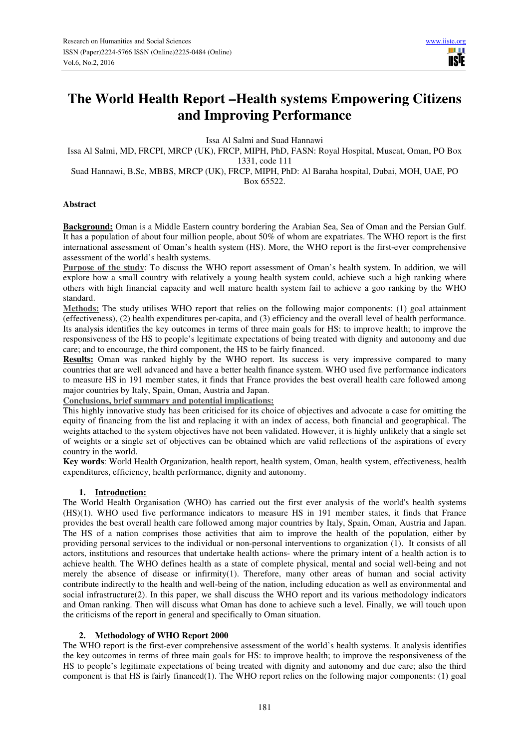# The World Health Report –Health systems Empowering Citizens and Improving Performance

Issa Al Salmi and Suad Hannawi

Issa Al Salmi, MD, FRCPI, MRCP (UK), FRCP, MIPH, PhD, FASN: Royal Hospital, Muscat, Oman, PO Box 1331, code 111

Suad Hannawi, B.Sc, MBBS, MRCP (UK), FRCP, MIPH, PhD: Al Baraha hospital, Dubai, MOH, UAE, PO Box 65522.

**Abstract**

**Background:** Oman is a Middle Eastern country bordering the Arabian Sea, Sea of Oman and the Persian Gulf. It has a population of about four million people, about 50% of whom are expatriates. The WHO report is the first international assessment of Oman's health system (HS). More, the WHO report is the first-ever comprehensive assessment of the world's health systems.

**Purpose of the study**: To discuss the WHO report assessment of Oman's health system. In addition, we will explore how a small country with relatively a young health system could, achieve such a high ranking where others with high financial capacity and well mature health system fail to achieve a goo ranking by the WHO standard.

**Methods:** The study utilises WHO report that relies on the following major components: (1) goal attainment (effectiveness), (2) health expenditures per-capita, and (3) efficiency and the overall level of health performance. Its analysis identifies the key outcomes in terms of three main goals for HS: to improve health; to improve the responsiveness of the HS to people's legitimate expectations of being treated with dignity and autonomy and due care; and to encourage, the third component, the HS to be fairly financed.

**Results:** Oman was ranked highly by the WHO report. Its success is very impressive compared to many countries that are well advanced and have a better health finance system. WHO used five performance indicators to measure HS in 191 member states, it finds that France provides the best overall health care followed among major countries by Italy, Spain, Oman, Austria and Japan.

**Conclusions, brief summary and potential implications:**

This highly innovative study has been criticised for its choice of objectives and advocate a case for omitting the equity of financing from the list and replacing it with an index of access, both financial and geographical. The weights attached to the system objectives have not been validated. However, it is highly unlikely that a single set of weights or a single set of objectives can be obtained which are valid reflections of the aspirations of every country in the world.

**Key words**: World Health Organization, health report, health system, Oman, health system, effectiveness, health expenditures, efficiency, health performance, dignity and autonomy.

## 1. Introduction:

The World Health Organisation (WHO) has carried out the first ever analysis of the world's health systems (HS)(1). WHO used five performance indicators to measure HS in 191 member states, it finds that France provides the best overall health care followed among major countries by Italy, Spain, Oman, Austria and Japan. The HS of a nation comprises those activities that aim to improve the health of the population, either by providing personal services to the individual or non-personal interventions to organization (1). It consists of all actors, institutions and resources that undertake health actions- where the primary intent of a health action is to achieve health. The WHO defines health as a state of complete physical, mental and social well-being and not merely the absence of disease or infirmity(1). Therefore, many other areas of human and social activity contribute indirectly to the health and well-being of the nation, including education as well as environmental and social infrastructure(2). In this paper, we shall discuss the WHO report and its various methodology indicators and Oman ranking. Then will discuss what Oman has done to achieve such a level. Finally, we will touch upon the criticisms of the report in general and specifically to Oman situation.

## 2. Methodology of WHO Report 2000

The WHO report is the first-ever comprehensive assessment of the world's health systems. It analysis identifies the key outcomes in terms of three main goals for HS: to improve health; to improve the responsiveness of the HS to people's legitimate expectations of being treated with dignity and autonomy and due care; also the third component is that HS is fairly financed(1). The WHO report relies on the following major components: (1) goal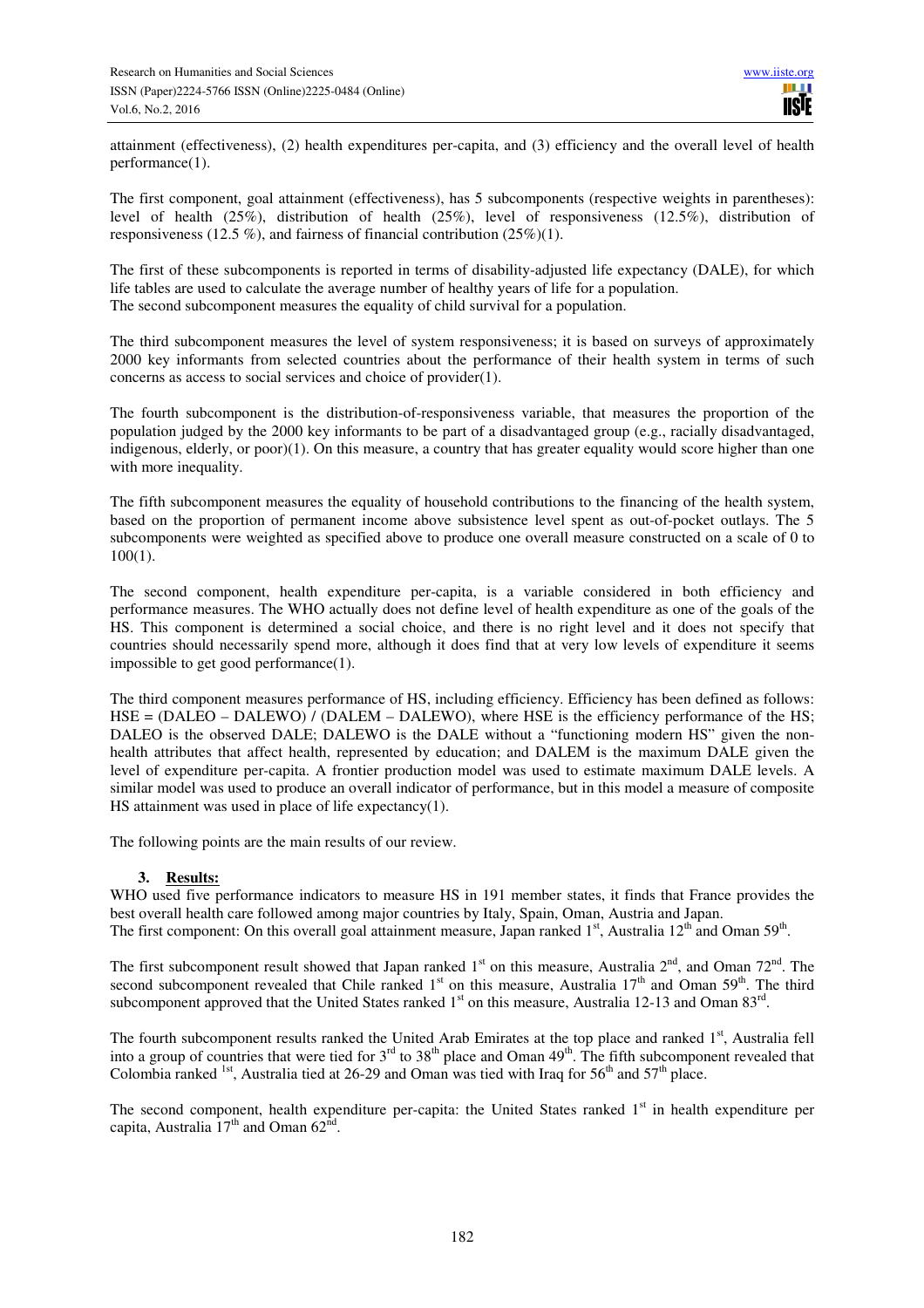attainment (effectiveness), (2) health expenditures per-capita, and (3) efficiency and the overall level of health performance(1).

The first component, goal attainment (effectiveness), has 5 subcomponents (respective weights in parentheses): level of health (25%), distribution of health (25%), level of responsiveness (12.5%), distribution of responsiveness (12.5 %), and fairness of financial contribution (25%)(1).

The first of these subcomponents is reported in terms of disability-adjusted life expectancy (DALE), for which life tables are used to calculate the average number of healthy years of life for a population.
The second subcomponent measures the equality of child survival for a population.

The third subcomponent measures the level of system responsiveness; it is based on surveys of approximately 2000 key informants from selected countries about the performance of their health system in terms of such concerns as access to social services and choice of provider(1).

The fourth subcomponent is the distribution-of-responsiveness variable, that measures the proportion of the population judged by the 2000 key informants to be part of a disadvantaged group (e.g., racially disadvantaged, indigenous, elderly, or poor)(1). On this measure, a country that has greater equality would score higher than one with more inequality.

The fifth subcomponent measures the equality of household contributions to the financing of the health system, based on the proportion of permanent income above subsistence level spent as out-of-pocket outlays. The 5 subcomponents were weighted as specified above to produce one overall measure constructed on a scale of 0 to 100(1).

The second component, health expenditure per-capita, is a variable considered in both efficiency and performance measures. The WHO actually does not define level of health expenditure as one of the goals of the HS. This component is determined a social choice, and there is no right level and it does not specify that countries should necessarily spend more, although it does find that at very low levels of expenditure it seems impossible to get good performance(1).

The third component measures performance of HS, including efficiency. Efficiency has been defined as follows: HSE = (DALEO – DALEWO) / (DALEM – DALEWO), where HSE is the efficiency performance of the HS; DALEO is the observed DALE; DALEWO is the DALE without a "functioning modern HS" given the non-health attributes that affect health, represented by education; and DALEM is the maximum DALE given the level of expenditure per-capita. A frontier production model was used to estimate maximum DALE levels. A similar model was used to produce an overall indicator of performance, but in this model a measure of composite HS attainment was used in place of life expectancy(1).

The following points are the main results of our review.

## 3. Results:

WHO used five performance indicators to measure HS in 191 member states, it finds that France provides the best overall health care followed among major countries by Italy, Spain, Oman, Austria and Japan.
The first component: On this overall goal attainment measure, Japan ranked 1st, Australia 12th and Oman 59th.

The first subcomponent result showed that Japan ranked 1st on this measure, Australia 2nd, and Oman 72nd. The second subcomponent revealed that Chile ranked 1st on this measure, Australia 17th and Oman 59th. The third subcomponent approved that the United States ranked 1st on this measure, Australia 12-13 and Oman 83rd.

The fourth subcomponent results ranked the United Arab Emirates at the top place and ranked 1st, Australia fell into a group of countries that were tied for 3rd to 38th place and Oman 49th. The fifth subcomponent revealed that Colombia ranked 1st, Australia tied at 26-29 and Oman was tied with Iraq for 56th and 57th place.

The second component, health expenditure per-capita: the United States ranked 1st in health expenditure per capita, Australia 17th and Oman 62nd.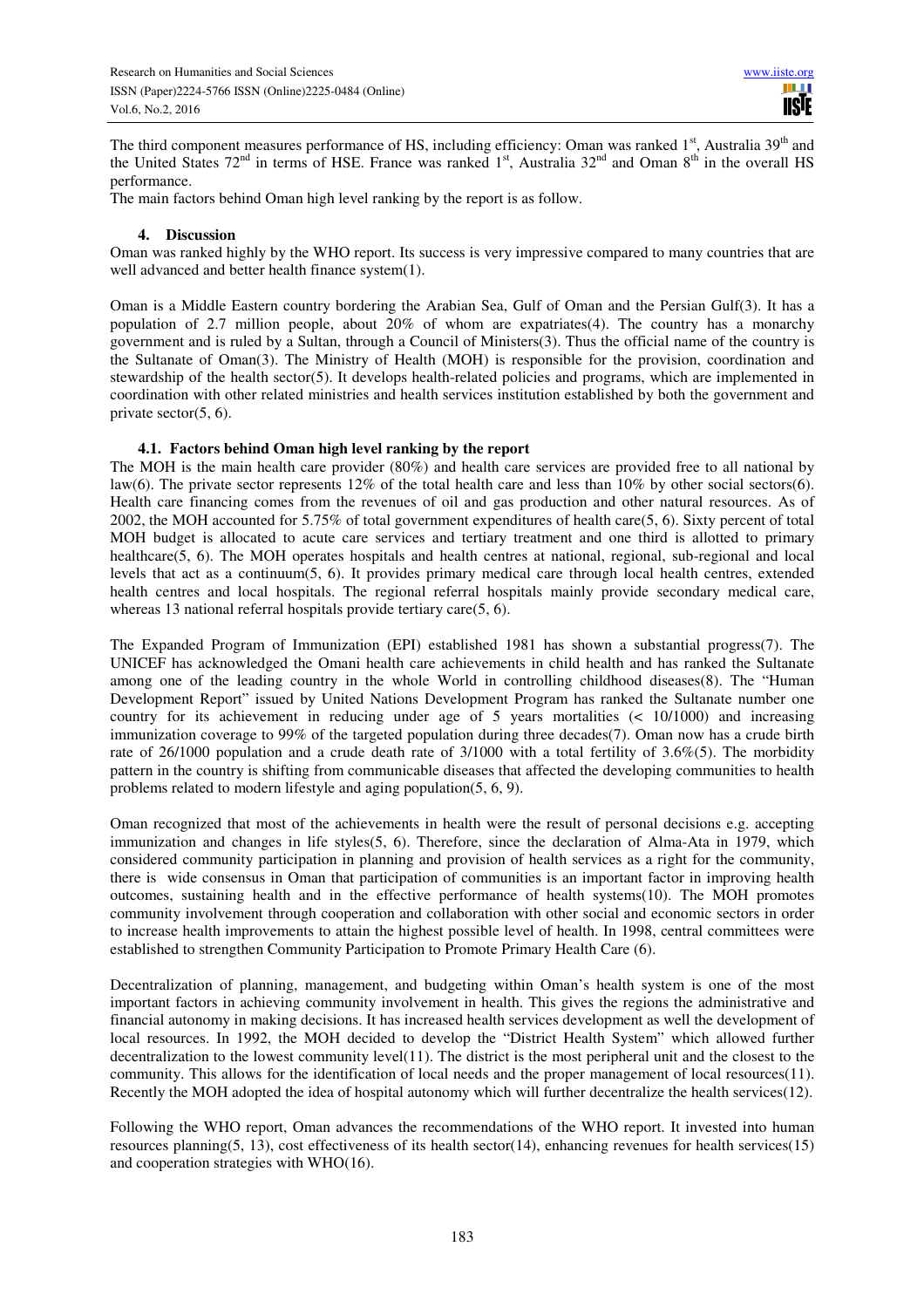The third component measures performance of HS, including efficiency: Oman was ranked 1st, Australia 39th and the United States 72nd in terms of HSE. France was ranked 1st, Australia 32nd and Oman 8th in the overall HS performance.

The main factors behind Oman high level ranking by the report is as follow.

## 4. Discussion

Oman was ranked highly by the WHO report. Its success is very impressive compared to many countries that are well advanced and better health finance system(1).

Oman is a Middle Eastern country bordering the Arabian Sea, Gulf of Oman and the Persian Gulf(3). It has a population of 2.7 million people, about 20% of whom are expatriates(4). The country has a monarchy government and is ruled by a Sultan, through a Council of Ministers(3). Thus the official name of the country is the Sultanate of Oman(3). The Ministry of Health (MOH) is responsible for the provision, coordination and stewardship of the health sector(5). It develops health-related policies and programs, which are implemented in coordination with other related ministries and health services institution established by both the government and private sector(5, 6).

### 4.1. Factors behind Oman high level ranking by the report

The MOH is the main health care provider (80%) and health care services are provided free to all national by law(6). The private sector represents 12% of the total health care and less than 10% by other social sectors(6). Health care financing comes from the revenues of oil and gas production and other natural resources. As of 2002, the MOH accounted for 5.75% of total government expenditures of health care(5, 6). Sixty percent of total MOH budget is allocated to acute care services and tertiary treatment and one third is allotted to primary healthcare(5, 6). The MOH operates hospitals and health centres at national, regional, sub-regional and local levels that act as a continuum(5, 6). It provides primary medical care through local health centres, extended health centres and local hospitals. The regional referral hospitals mainly provide secondary medical care, whereas 13 national referral hospitals provide tertiary care(5, 6).

The Expanded Program of Immunization (EPI) established 1981 has shown a substantial progress(7). The UNICEF has acknowledged the Omani health care achievements in child health and has ranked the Sultanate among one of the leading country in the whole World in controlling childhood diseases(8). The "Human Development Report" issued by United Nations Development Program has ranked the Sultanate number one country for its achievement in reducing under age of 5 years mortalities (< 10/1000) and increasing immunization coverage to 99% of the targeted population during three decades(7). Oman now has a crude birth rate of 26/1000 population and a crude death rate of 3/1000 with a total fertility of 3.6%(5). The morbidity pattern in the country is shifting from communicable diseases that affected the developing communities to health problems related to modern lifestyle and aging population(5, 6, 9).

Oman recognized that most of the achievements in health were the result of personal decisions e.g. accepting immunization and changes in life styles(5, 6). Therefore, since the declaration of Alma-Ata in 1979, which considered community participation in planning and provision of health services as a right for the community, there is wide consensus in Oman that participation of communities is an important factor in improving health outcomes, sustaining health and in the effective performance of health systems(10). The MOH promotes community involvement through cooperation and collaboration with other social and economic sectors in order to increase health improvements to attain the highest possible level of health. In 1998, central committees were established to strengthen Community Participation to Promote Primary Health Care (6).

Decentralization of planning, management, and budgeting within Oman's health system is one of the most important factors in achieving community involvement in health. This gives the regions the administrative and financial autonomy in making decisions. It has increased health services development as well the development of local resources. In 1992, the MOH decided to develop the "District Health System" which allowed further decentralization to the lowest community level(11). The district is the most peripheral unit and the closest to the community. This allows for the identification of local needs and the proper management of local resources(11). Recently the MOH adopted the idea of hospital autonomy which will further decentralize the health services(12).

Following the WHO report, Oman advances the recommendations of the WHO report. It invested into human resources planning(5, 13), cost effectiveness of its health sector(14), enhancing revenues for health services(15) and cooperation strategies with WHO(16).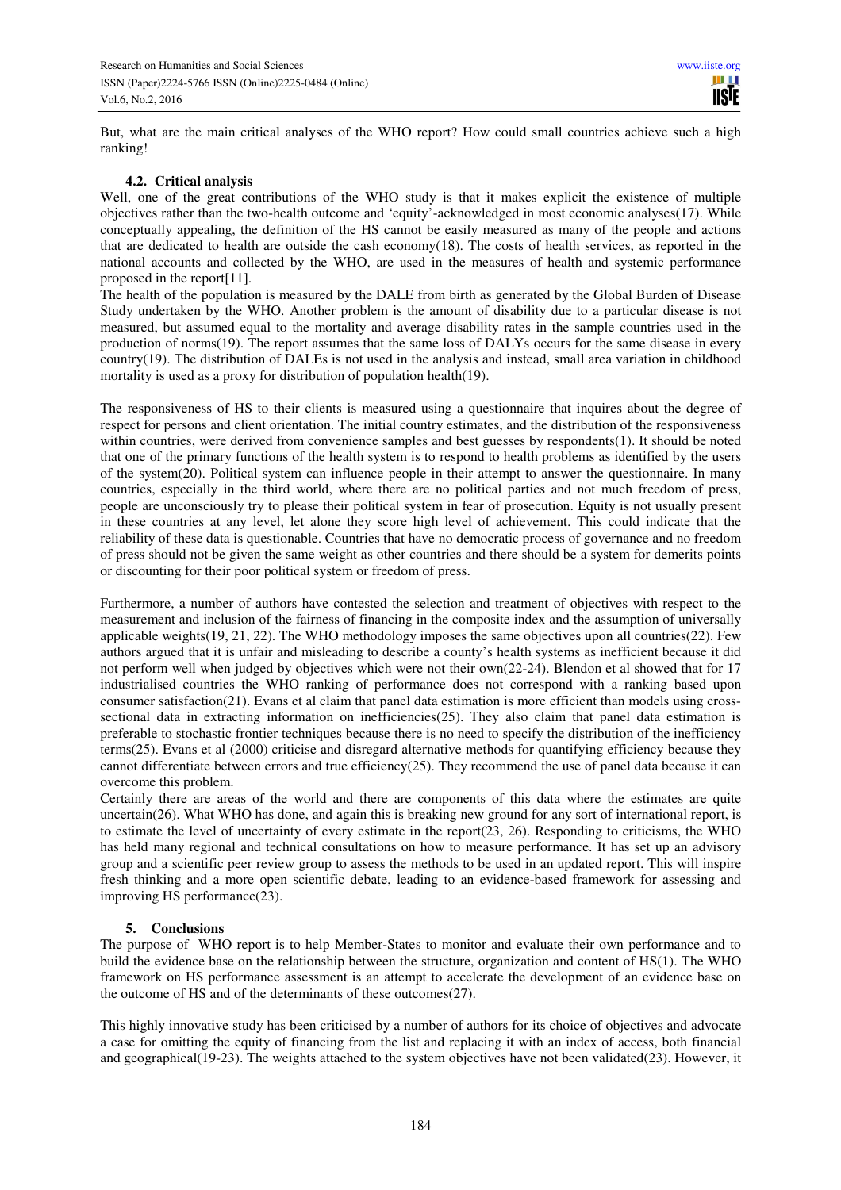But, what are the main critical analyses of the WHO report? How could small countries achieve such a high ranking!

### 4.2. Critical analysis

Well, one of the great contributions of the WHO study is that it makes explicit the existence of multiple objectives rather than the two-health outcome and 'equity'-acknowledged in most economic analyses(17). While conceptually appealing, the definition of the HS cannot be easily measured as many of the people and actions that are dedicated to health are outside the cash economy(18). The costs of health services, as reported in the national accounts and collected by the WHO, are used in the measures of health and systemic performance proposed in the report[11].

The health of the population is measured by the DALE from birth as generated by the Global Burden of Disease Study undertaken by the WHO. Another problem is the amount of disability due to a particular disease is not measured, but assumed equal to the mortality and average disability rates in the sample countries used in the production of norms(19). The report assumes that the same loss of DALYs occurs for the same disease in every country(19). The distribution of DALEs is not used in the analysis and instead, small area variation in childhood mortality is used as a proxy for distribution of population health(19).

The responsiveness of HS to their clients is measured using a questionnaire that inquires about the degree of respect for persons and client orientation. The initial country estimates, and the distribution of the responsiveness within countries, were derived from convenience samples and best guesses by respondents(1). It should be noted that one of the primary functions of the health system is to respond to health problems as identified by the users of the system(20). Political system can influence people in their attempt to answer the questionnaire. In many countries, especially in the third world, where there are no political parties and not much freedom of press, people are unconsciously try to please their political system in fear of prosecution. Equity is not usually present in these countries at any level, let alone they score high level of achievement. This could indicate that the reliability of these data is questionable. Countries that have no democratic process of governance and no freedom of press should not be given the same weight as other countries and there should be a system for demerits points or discounting for their poor political system or freedom of press.

Furthermore, a number of authors have contested the selection and treatment of objectives with respect to the measurement and inclusion of the fairness of financing in the composite index and the assumption of universally applicable weights(19, 21, 22). The WHO methodology imposes the same objectives upon all countries(22). Few authors argued that it is unfair and misleading to describe a county's health systems as inefficient because it did not perform well when judged by objectives which were not their own(22-24). Blendon et al showed that for 17 industrialised countries the WHO ranking of performance does not correspond with a ranking based upon consumer satisfaction(21). Evans et al claim that panel data estimation is more efficient than models using cross-sectional data in extracting information on inefficiencies(25). They also claim that panel data estimation is preferable to stochastic frontier techniques because there is no need to specify the distribution of the inefficiency terms(25). Evans et al (2000) criticise and disregard alternative methods for quantifying efficiency because they cannot differentiate between errors and true efficiency(25). They recommend the use of panel data because it can overcome this problem.

Certainly there are areas of the world and there are components of this data where the estimates are quite uncertain(26). What WHO has done, and again this is breaking new ground for any sort of international report, is to estimate the level of uncertainty of every estimate in the report(23, 26). Responding to criticisms, the WHO has held many regional and technical consultations on how to measure performance. It has set up an advisory group and a scientific peer review group to assess the methods to be used in an updated report. This will inspire fresh thinking and a more open scientific debate, leading to an evidence-based framework for assessing and improving HS performance(23).

## 5. Conclusions

The purpose of WHO report is to help Member-States to monitor and evaluate their own performance and to build the evidence base on the relationship between the structure, organization and content of HS(1). The WHO framework on HS performance assessment is an attempt to accelerate the development of an evidence base on the outcome of HS and of the determinants of these outcomes(27).

This highly innovative study has been criticised by a number of authors for its choice of objectives and advocate a case for omitting the equity of financing from the list and replacing it with an index of access, both financial and geographical(19-23). The weights attached to the system objectives have not been validated(23). However, it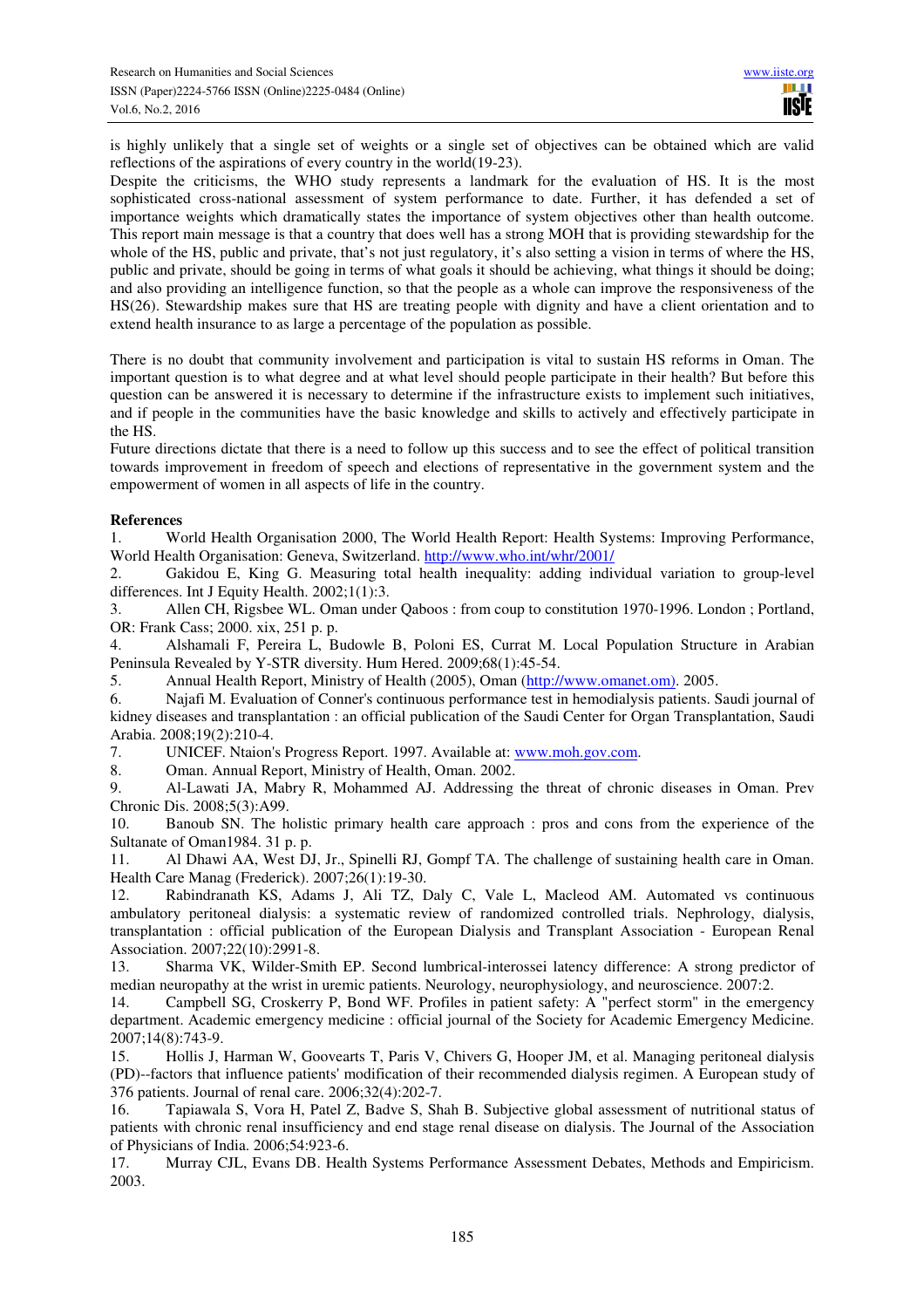is highly unlikely that a single set of weights or a single set of objectives can be obtained which are valid reflections of the aspirations of every country in the world(19-23).

Despite the criticisms, the WHO study represents a landmark for the evaluation of HS. It is the most sophisticated cross-national assessment of system performance to date. Further, it has defended a set of importance weights which dramatically states the importance of system objectives other than health outcome. This report main message is that a country that does well has a strong MOH that is providing stewardship for the whole of the HS, public and private, that's not just regulatory, it's also setting a vision in terms of where the HS, public and private, should be going in terms of what goals it should be achieving, what things it should be doing; and also providing an intelligence function, so that the people as a whole can improve the responsiveness of the HS(26). Stewardship makes sure that HS are treating people with dignity and have a client orientation and to extend health insurance to as large a percentage of the population as possible.

There is no doubt that community involvement and participation is vital to sustain HS reforms in Oman. The important question is to what degree and at what level should people participate in their health? But before this question can be answered it is necessary to determine if the infrastructure exists to implement such initiatives, and if people in the communities have the basic knowledge and skills to actively and effectively participate in the HS.

Future directions dictate that there is a need to follow up this success and to see the effect of political transition towards improvement in freedom of speech and elections of representative in the government system and the empowerment of women in all aspects of life in the country.

**References**

1. World Health Organisation 2000, The World Health Report: Health Systems: Improving Performance, World Health Organisation: Geneva, Switzerland. http://www.who.int/whr/2001/
2. Gakidou E, King G. Measuring total health inequality: adding individual variation to group-level differences. Int J Equity Health. 2002;1(1):3.
3. Allen CH, Rigsbee WL. Oman under Qaboos : from coup to constitution 1970-1996. London ; Portland, OR: Frank Cass; 2000. xix, 251 p. p.
4. Alshamali F, Pereira L, Budowle B, Poloni ES, Currat M. Local Population Structure in Arabian Peninsula Revealed by Y-STR diversity. Hum Hered. 2009;68(1):45-54.
5. Annual Health Report, Ministry of Health (2005), Oman (http://www.omanet.om). 2005.
6. Najafi M. Evaluation of Conner's continuous performance test in hemodialysis patients. Saudi journal of kidney diseases and transplantation : an official publication of the Saudi Center for Organ Transplantation, Saudi Arabia. 2008;19(2):210-4.
7. UNICEF. Ntaion's Progress Report. 1997. Available at: www.moh.gov.com.
8. Oman. Annual Report, Ministry of Health, Oman. 2002.
9. Al-Lawati JA, Mabry R, Mohammed AJ. Addressing the threat of chronic diseases in Oman. Prev Chronic Dis. 2008;5(3):A99.
10. Banoub SN. The holistic primary health care approach : pros and cons from the experience of the Sultanate of Oman1984. 31 p. p.
11. Al Dhawi AA, West DJ, Jr., Spinelli RJ, Gompf TA. The challenge of sustaining health care in Oman. Health Care Manag (Frederick). 2007;26(1):19-30.
12. Rabindranath KS, Adams J, Ali TZ, Daly C, Vale L, Macleod AM. Automated vs continuous ambulatory peritoneal dialysis: a systematic review of randomized controlled trials. Nephrology, dialysis, transplantation : official publication of the European Dialysis and Transplant Association - European Renal Association. 2007;22(10):2991-8.
13. Sharma VK, Wilder-Smith EP. Second lumbrical-interossei latency difference: A strong predictor of median neuropathy at the wrist in uremic patients. Neurology, neurophysiology, and neuroscience. 2007:2.
14. Campbell SG, Croskerry P, Bond WF. Profiles in patient safety: A "perfect storm" in the emergency department. Academic emergency medicine : official journal of the Society for Academic Emergency Medicine. 2007;14(8):743-9.
15. Hollis J, Harman W, Goovearts T, Paris V, Chivers G, Hooper JM, et al. Managing peritoneal dialysis (PD)--factors that influence patients' modification of their recommended dialysis regimen. A European study of 376 patients. Journal of renal care. 2006;32(4):202-7.
16. Tapiawala S, Vora H, Patel Z, Badve S, Shah B. Subjective global assessment of nutritional status of patients with chronic renal insufficiency and end stage renal disease on dialysis. The Journal of the Association of Physicians of India. 2006;54:923-6.
17. Murray CJL, Evans DB. Health Systems Performance Assessment Debates, Methods and Empiricism. 2003.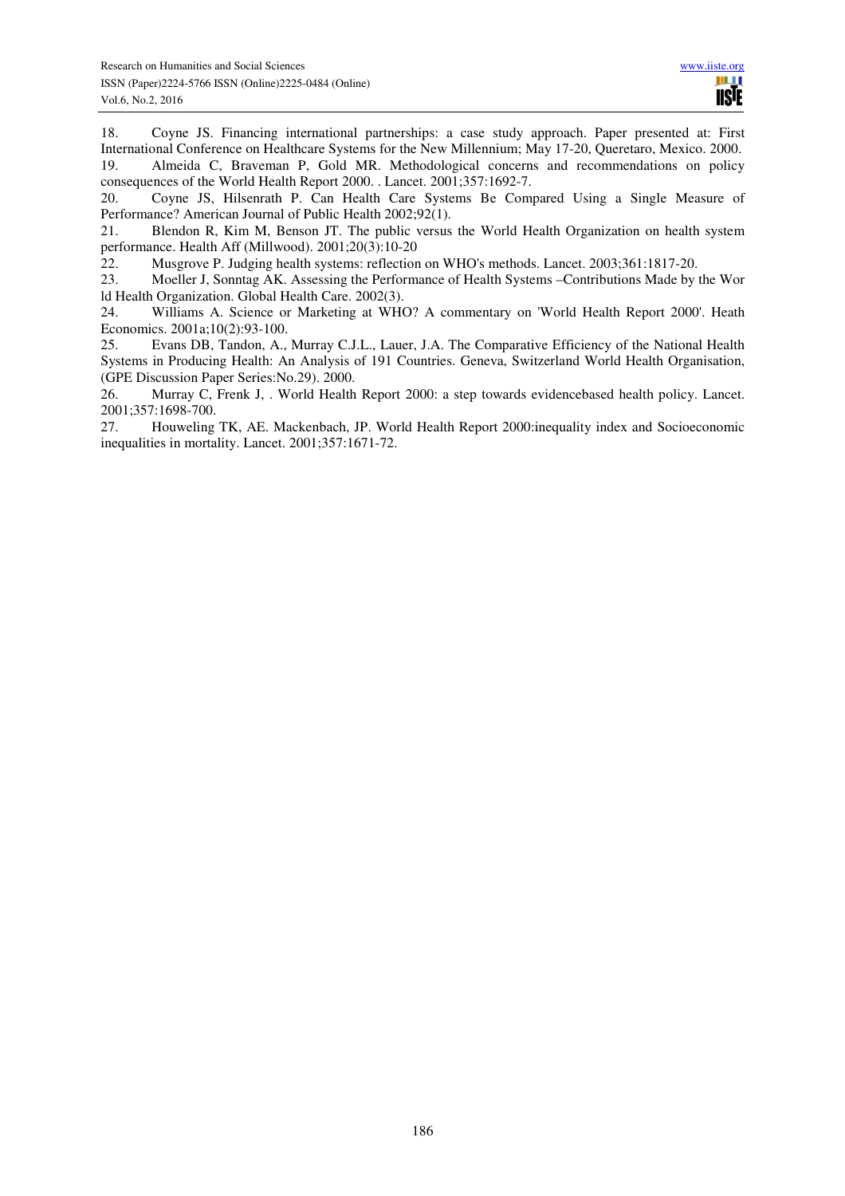18. Coyne JS. Financing international partnerships: a case study approach. Paper presented at: First International Conference on Healthcare Systems for the New Millennium; May 17-20, Queretaro, Mexico. 2000.
19. Almeida C, Braveman P, Gold MR. Methodological concerns and recommendations on policy consequences of the World Health Report 2000. . Lancet. 2001;357:1692-7.
20. Coyne JS, Hilsenrath P. Can Health Care Systems Be Compared Using a Single Measure of Performance? American Journal of Public Health 2002;92(1).
21. Blendon R, Kim M, Benson JT. The public versus the World Health Organization on health system performance. Health Aff (Millwood). 2001;20(3):10-20
22. Musgrove P. Judging health systems: reflection on WHO's methods. Lancet. 2003;361:1817-20.
23. Moeller J, Sonntag AK. Assessing the Performance of Health Systems –Contributions Made by the Wor ld Health Organization. Global Health Care. 2002(3).
24. Williams A. Science or Marketing at WHO? A commentary on 'World Health Report 2000'. Heath Economics. 2001a;10(2):93-100.
25. Evans DB, Tandon, A., Murray C.J.L., Lauer, J.A. The Comparative Efficiency of the National Health Systems in Producing Health: An Analysis of 191 Countries. Geneva, Switzerland World Health Organisation, (GPE Discussion Paper Series:No.29). 2000.
26. Murray C, Frenk J, . World Health Report 2000: a step towards evidencebased health policy. Lancet. 2001;357:1698-700.
27. Houweling TK, AE. Mackenbach, JP. World Health Report 2000:inequality index and Socioeconomic inequalities in mortality. Lancet. 2001;357:1671-72.